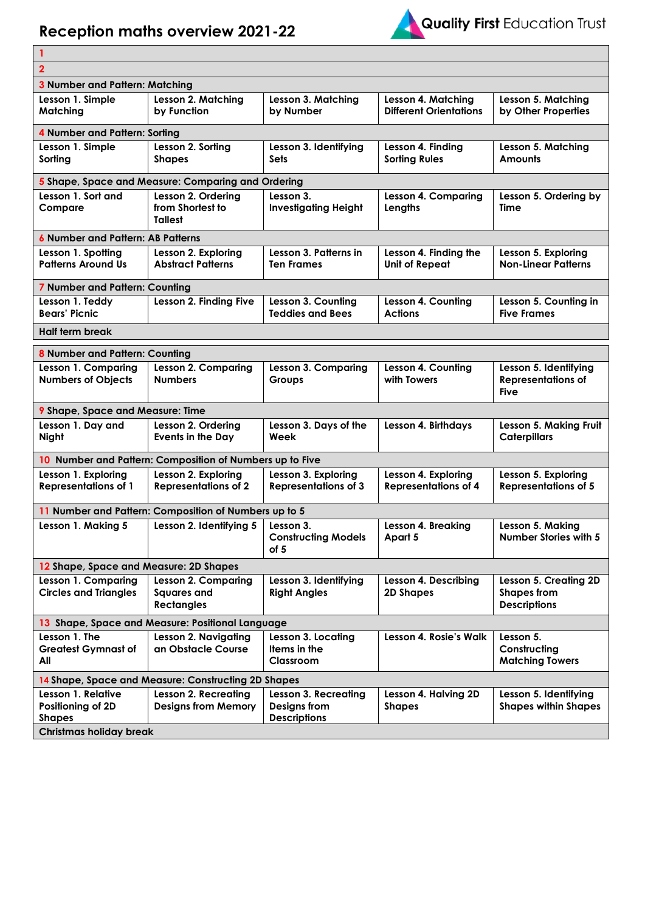# Reception maths overview 2021-22

Quality First Education Trust

| | | | | |
|---|---|---|---|---|
| 1 | | | | |
| 2 | | | | |
| 3 Number and Pattern: Matching | | | | |
| Lesson 1. Simple Matching | Lesson 2. Matching by Function | Lesson 3. Matching by Number | Lesson 4. Matching Different Orientations | Lesson 5. Matching by Other Properties |
| 4 Number and Pattern: Sorting | | | | |
| Lesson 1. Simple Sorting | Lesson 2. Sorting Shapes | Lesson 3. Identifying Sets | Lesson 4. Finding Sorting Rules | Lesson 5. Matching Amounts |
| 5 Shape, Space and Measure: Comparing and Ordering | | | | |
| Lesson 1. Sort and Compare | Lesson 2. Ordering from Shortest to Tallest | Lesson 3. Investigating Height | Lesson 4. Comparing Lengths | Lesson 5. Ordering by Time |
| 6 Number and Pattern: AB Patterns | | | | |
| Lesson 1. Spotting Patterns Around Us | Lesson 2. Exploring Abstract Patterns | Lesson 3. Patterns in Ten Frames | Lesson 4. Finding the Unit of Repeat | Lesson 5. Exploring Non-Linear Patterns |
| 7 Number and Pattern: Counting | | | | |
| Lesson 1. Teddy Bears' Picnic | Lesson 2. Finding Five | Lesson 3. Counting Teddies and Bees | Lesson 4. Counting Actions | Lesson 5. Counting in Five Frames |
| Half term break | | | | |

| | | | | |
|---|---|---|---|---|
| 8 Number and Pattern: Counting | | | | |
| Lesson 1. Comparing Numbers of Objects | Lesson 2. Comparing Numbers | Lesson 3. Comparing Groups | Lesson 4. Counting with Towers | Lesson 5. Identifying Representations of Five |
| 9 Shape, Space and Measure: Time | | | | |
| Lesson 1. Day and Night | Lesson 2. Ordering Events in the Day | Lesson 3. Days of the Week | Lesson 4. Birthdays | Lesson 5. Making Fruit Caterpillars |
| 10 Number and Pattern: Composition of Numbers up to Five | | | | |
| Lesson 1. Exploring Representations of 1 | Lesson 2. Exploring Representations of 2 | Lesson 3. Exploring Representations of 3 | Lesson 4. Exploring Representations of 4 | Lesson 5. Exploring Representations of 5 |
| 11 Number and Pattern: Composition of Numbers up to 5 | | | | |
| Lesson 1. Making 5 | Lesson 2. Identifying 5 | Lesson 3. Constructing Models of 5 | Lesson 4. Breaking Apart 5 | Lesson 5. Making Number Stories with 5 |
| 12 Shape, Space and Measure: 2D Shapes | | | | |
| Lesson 1. Comparing Circles and Triangles | Lesson 2. Comparing Squares and Rectangles | Lesson 3. Identifying Right Angles | Lesson 4. Describing 2D Shapes | Lesson 5. Creating 2D Shapes from Descriptions |
| 13 Shape, Space and Measure: Positional Language | | | | |
| Lesson 1. The Greatest Gymnast of All | Lesson 2. Navigating an Obstacle Course | Lesson 3. Locating Items in the Classroom | Lesson 4. Rosie's Walk | Lesson 5. Constructing Matching Towers |
| 14 Shape, Space and Measure: Constructing 2D Shapes | | | | |
| Lesson 1. Relative Positioning of 2D Shapes | Lesson 2. Recreating Designs from Memory | Lesson 3. Recreating Designs from Descriptions | Lesson 4. Halving 2D Shapes | Lesson 5. Identifying Shapes within Shapes |
| Christmas holiday break | | | | |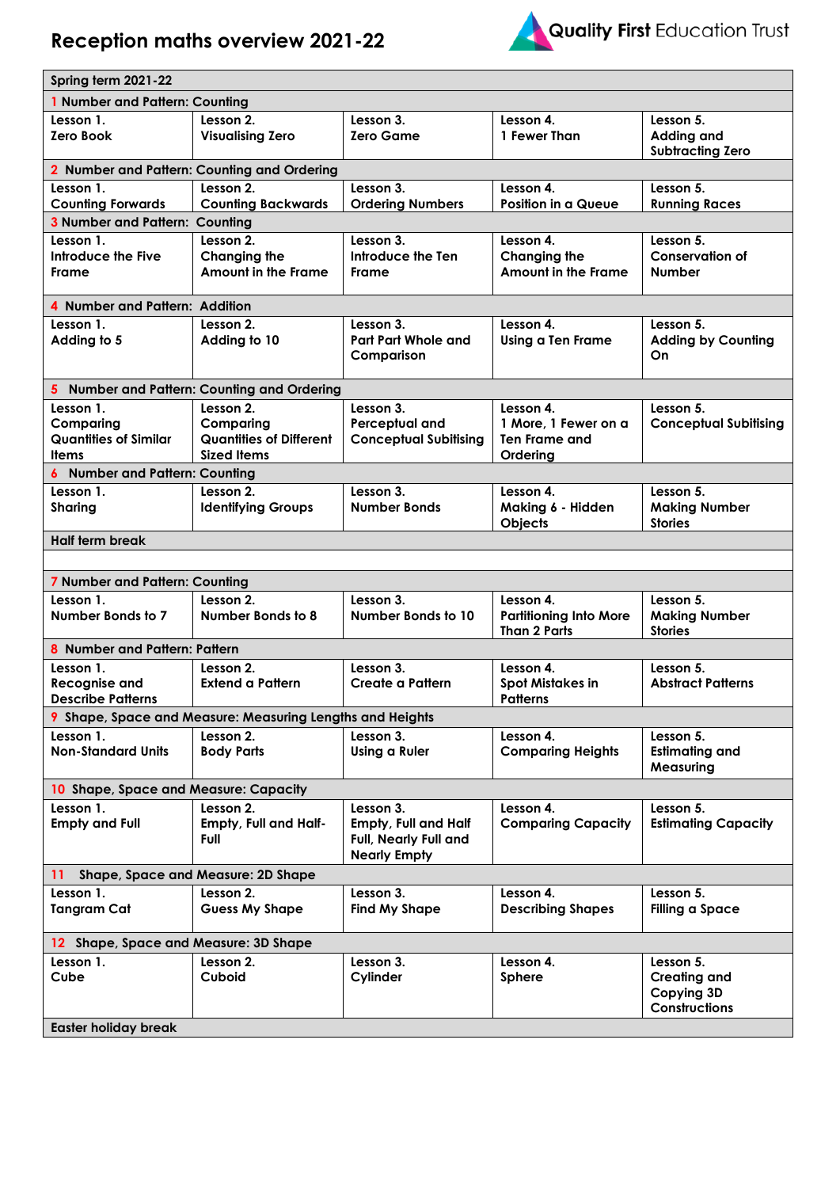# Reception maths overview 2021-22

Quality First Education Trust

| | | | | |
|---|---|---|---|---|
| **Spring term 2021-22** | | | | |
| **1 Number and Pattern: Counting** | | | | |
| **Lesson 1.** **Zero Book** | **Lesson 2.** **Visualising Zero** | **Lesson 3.** **Zero Game** | **Lesson 4.** **1 Fewer Than** | **Lesson 5.** **Adding and Subtracting Zero** |
| **2 Number and Pattern: Counting and Ordering** | | | | |
| **Lesson 1.** **Counting Forwards** | **Lesson 2.** **Counting Backwards** | **Lesson 3.** **Ordering Numbers** | **Lesson 4.** **Position in a Queue** | **Lesson 5.** **Running Races** |
| **3 Number and Pattern: Counting** | | | | |
| **Lesson 1.** **Introduce the Five Frame** | **Lesson 2.** **Changing the Amount in the Frame** | **Lesson 3.** **Introduce the Ten Frame** | **Lesson 4.** **Changing the Amount in the Frame** | **Lesson 5.** **Conservation of Number** |
| **4 Number and Pattern: Addition** | | | | |
| **Lesson 1.** **Adding to 5** | **Lesson 2.** **Adding to 10** | **Lesson 3.** **Part Part Whole and Comparison** | **Lesson 4.** **Using a Ten Frame** | **Lesson 5.** **Adding by Counting On** |
| **5 Number and Pattern: Counting and Ordering** | | | | |
| **Lesson 1.** **Comparing Quantities of Similar Items** | **Lesson 2.** **Comparing Quantities of Different Sized Items** | **Lesson 3.** **Perceptual and Conceptual Subitising** | **Lesson 4.** **1 More, 1 Fewer on a Ten Frame and Ordering** | **Lesson 5.** **Conceptual Subitising** |
| **6 Number and Pattern: Counting** | | | | |
| **Lesson 1.** **Sharing** | **Lesson 2.** **Identifying Groups** | **Lesson 3.** **Number Bonds** | **Lesson 4.** **Making 6 - Hidden Objects** | **Lesson 5.** **Making Number Stories** |
| **Half term break** | | | | |
| | | | | |
| **7 Number and Pattern: Counting** | | | | |
| **Lesson 1.** **Number Bonds to 7** | **Lesson 2.** **Number Bonds to 8** | **Lesson 3.** **Number Bonds to 10** | **Lesson 4.** **Partitioning Into More Than 2 Parts** | **Lesson 5.** **Making Number Stories** |
| **8 Number and Pattern: Pattern** | | | | |
| **Lesson 1.** **Recognise and Describe Patterns** | **Lesson 2.** **Extend a Pattern** | **Lesson 3.** **Create a Pattern** | **Lesson 4.** **Spot Mistakes in Patterns** | **Lesson 5.** **Abstract Patterns** |
| **9 Shape, Space and Measure: Measuring Lengths and Heights** | | | | |
| **Lesson 1.** **Non-Standard Units** | **Lesson 2.** **Body Parts** | **Lesson 3.** **Using a Ruler** | **Lesson 4.** **Comparing Heights** | **Lesson 5.** **Estimating and Measuring** |
| **10 Shape, Space and Measure: Capacity** | | | | |
| **Lesson 1.** **Empty and Full** | **Lesson 2.** **Empty, Full and Half-Full** | **Lesson 3.** **Empty, Full and Half Full, Nearly Full and Nearly Empty** | **Lesson 4.** **Comparing Capacity** | **Lesson 5.** **Estimating Capacity** |
| **11 Shape, Space and Measure: 2D Shape** | | | | |
| **Lesson 1.** **Tangram Cat** | **Lesson 2.** **Guess My Shape** | **Lesson 3.** **Find My Shape** | **Lesson 4.** **Describing Shapes** | **Lesson 5.** **Filling a Space** |
| **12 Shape, Space and Measure: 3D Shape** | | | | |
| **Lesson 1.** **Cube** | **Lesson 2.** **Cuboid** | **Lesson 3.** **Cylinder** | **Lesson 4.** **Sphere** | **Lesson 5.** **Creating and Copying 3D Constructions** |
| **Easter holiday break** | | | | |